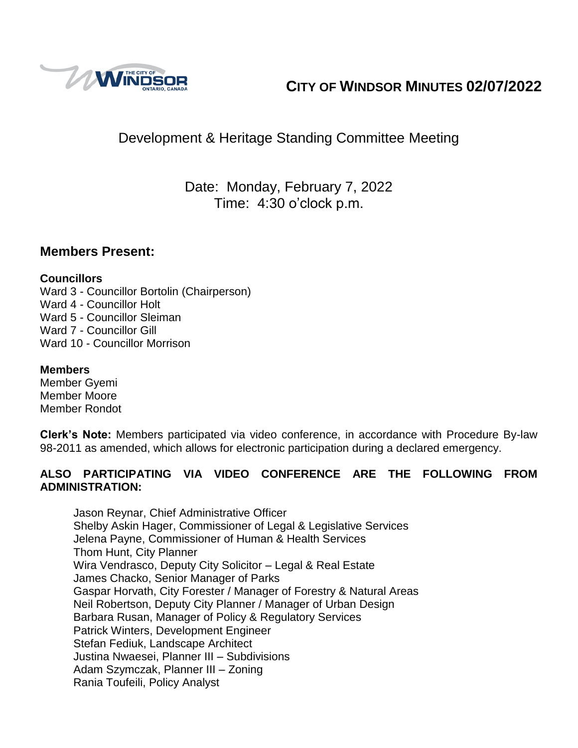# CITY OF WINDSOR MINUTES 02/07/2022

## Development & Heritage Standing Committee Meeting

Date: Monday, February 7, 2022
Time: 4:30 o'clock p.m.

## Members Present:

**Councillors**
Ward 3 - Councillor Bortolin (Chairperson)
Ward 4 - Councillor Holt
Ward 5 - Councillor Sleiman
Ward 7 - Councillor Gill
Ward 10 - Councillor Morrison

**Members**
Member Gyemi
Member Moore
Member Rondot

**Clerk's Note:** Members participated via video conference, in accordance with Procedure By-law 98-2011 as amended, which allows for electronic participation during a declared emergency.

**ALSO PARTICIPATING VIA VIDEO CONFERENCE ARE THE FOLLOWING FROM ADMINISTRATION:**

Jason Reynar, Chief Administrative Officer
Shelby Askin Hager, Commissioner of Legal & Legislative Services
Jelena Payne, Commissioner of Human & Health Services
Thom Hunt, City Planner
Wira Vendrasco, Deputy City Solicitor – Legal & Real Estate
James Chacko, Senior Manager of Parks
Gaspar Horvath, City Forester / Manager of Forestry & Natural Areas
Neil Robertson, Deputy City Planner / Manager of Urban Design
Barbara Rusan, Manager of Policy & Regulatory Services
Patrick Winters, Development Engineer
Stefan Fediuk, Landscape Architect
Justina Nwaesei, Planner III – Subdivisions
Adam Szymczak, Planner III – Zoning
Rania Toufeili, Policy Analyst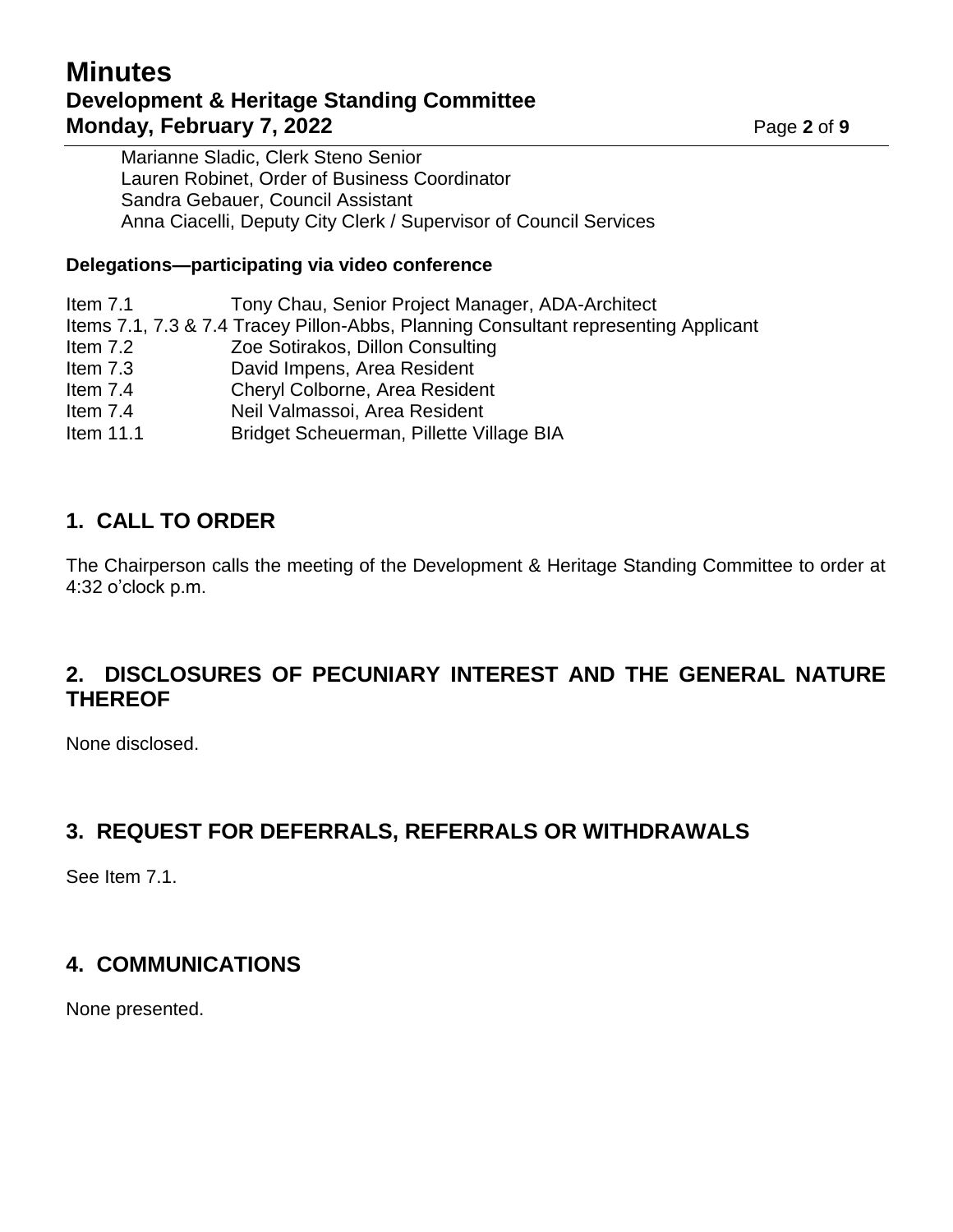Marianne Sladic, Clerk Steno Senior
Lauren Robinet, Order of Business Coordinator
Sandra Gebauer, Council Assistant
Anna Ciacelli, Deputy City Clerk / Supervisor of Council Services

**Delegations—participating via video conference**

Item 7.1 Tony Chau, Senior Project Manager, ADA-Architect
Items 7.1, 7.3 & 7.4 Tracey Pillon-Abbs, Planning Consultant representing Applicant
Item 7.2 Zoe Sotirakos, Dillon Consulting
Item 7.3 David Impens, Area Resident
Item 7.4 Cheryl Colborne, Area Resident
Item 7.4 Neil Valmassoi, Area Resident
Item 11.1 Bridget Scheuerman, Pillette Village BIA

## 1. CALL TO ORDER

The Chairperson calls the meeting of the Development & Heritage Standing Committee to order at 4:32 o'clock p.m.

## 2. DISCLOSURES OF PECUNIARY INTEREST AND THE GENERAL NATURE THEREOF

None disclosed.

## 3. REQUEST FOR DEFERRALS, REFERRALS OR WITHDRAWALS

See Item 7.1.

## 4. COMMUNICATIONS

None presented.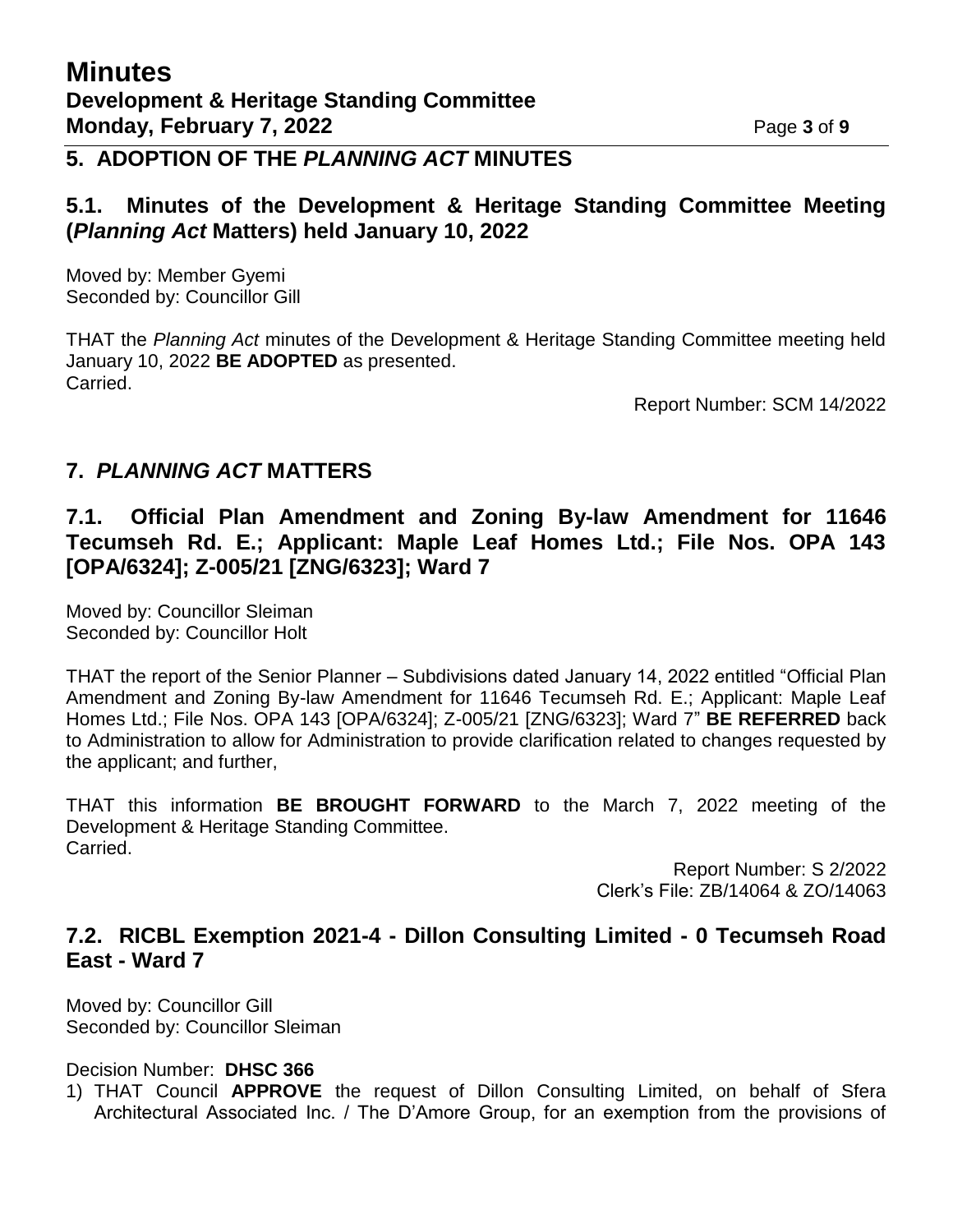## 5. ADOPTION OF THE *PLANNING ACT* MINUTES

### 5.1. Minutes of the Development & Heritage Standing Committee Meeting (*Planning Act* Matters) held January 10, 2022

Moved by: Member Gyemi
Seconded by: Councillor Gill

THAT the *Planning Act* minutes of the Development & Heritage Standing Committee meeting held January 10, 2022 **BE ADOPTED** as presented.
Carried.

Report Number: SCM 14/2022

## 7. *PLANNING ACT* MATTERS

### 7.1. Official Plan Amendment and Zoning By-law Amendment for 11646 Tecumseh Rd. E.; Applicant: Maple Leaf Homes Ltd.; File Nos. OPA 143 [OPA/6324]; Z-005/21 [ZNG/6323]; Ward 7

Moved by: Councillor Sleiman
Seconded by: Councillor Holt

THAT the report of the Senior Planner – Subdivisions dated January 14, 2022 entitled "Official Plan Amendment and Zoning By-law Amendment for 11646 Tecumseh Rd. E.; Applicant: Maple Leaf Homes Ltd.; File Nos. OPA 143 [OPA/6324]; Z-005/21 [ZNG/6323]; Ward 7" **BE REFERRED** back to Administration to allow for Administration to provide clarification related to changes requested by the applicant; and further,

THAT this information **BE BROUGHT FORWARD** to the March 7, 2022 meeting of the Development & Heritage Standing Committee.
Carried.

Report Number: S 2/2022
Clerk's File: ZB/14064 & ZO/14063

### 7.2. RICBL Exemption 2021-4 - Dillon Consulting Limited - 0 Tecumseh Road East - Ward 7

Moved by: Councillor Gill
Seconded by: Councillor Sleiman

Decision Number: **DHSC 366**

1) THAT Council **APPROVE** the request of Dillon Consulting Limited, on behalf of Sfera Architectural Associated Inc. / The D'Amore Group, for an exemption from the provisions of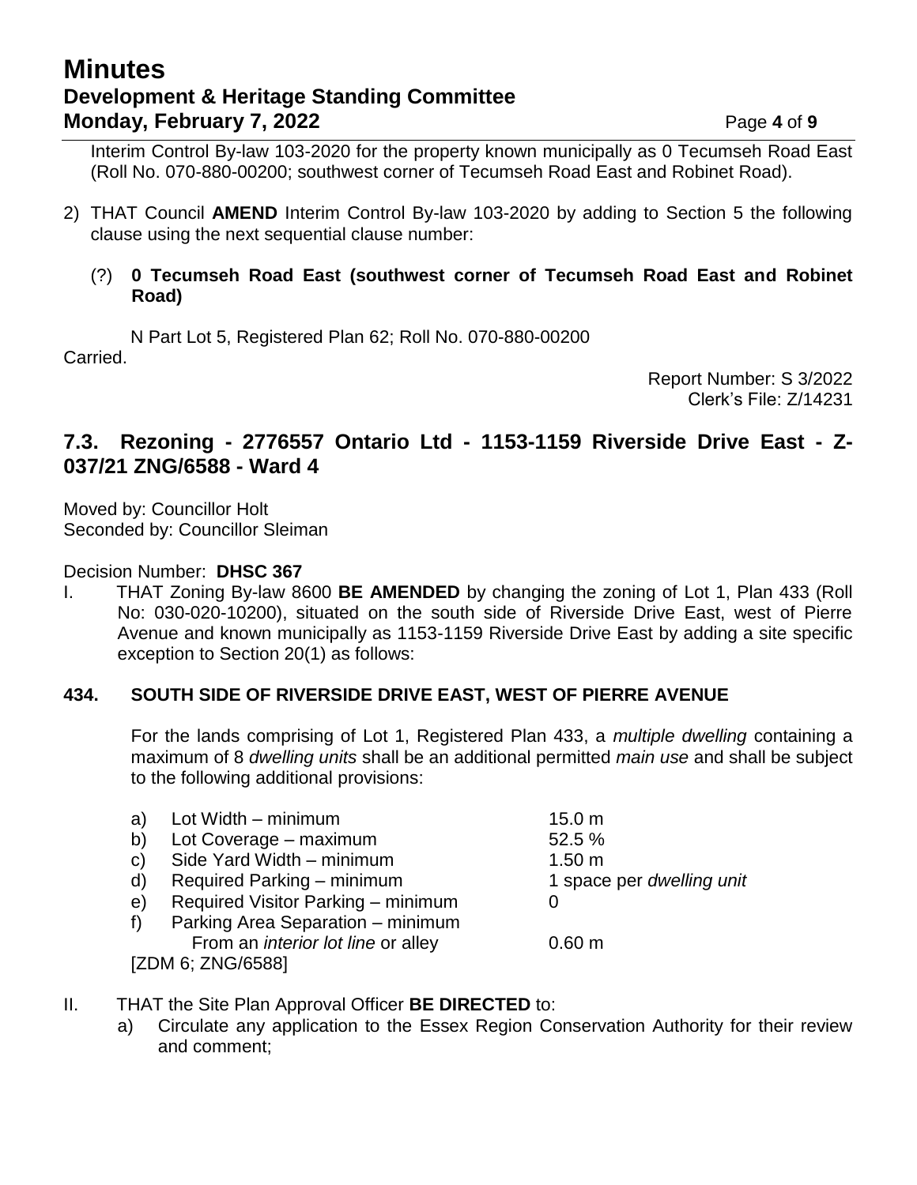Interim Control By-law 103-2020 for the property known municipally as 0 Tecumseh Road East (Roll No. 070-880-00200; southwest corner of Tecumseh Road East and Robinet Road).

2) THAT Council **AMEND** Interim Control By-law 103-2020 by adding to Section 5 the following clause using the next sequential clause number:

   (?) **0 Tecumseh Road East (southwest corner of Tecumseh Road East and Robinet Road)**

   N Part Lot 5, Registered Plan 62; Roll No. 070-880-00200

Carried.

Report Number: S 3/2022
Clerk's File: Z/14231

## 7.3. Rezoning - 2776557 Ontario Ltd - 1153-1159 Riverside Drive East - Z-037/21 ZNG/6588 - Ward 4

Moved by: Councillor Holt
Seconded by: Councillor Sleiman

Decision Number: **DHSC 367**

I. THAT Zoning By-law 8600 **BE AMENDED** by changing the zoning of Lot 1, Plan 433 (Roll No: 030-020-10200), situated on the south side of Riverside Drive East, west of Pierre Avenue and known municipally as 1153-1159 Riverside Drive East by adding a site specific exception to Section 20(1) as follows:

**434. SOUTH SIDE OF RIVERSIDE DRIVE EAST, WEST OF PIERRE AVENUE**

For the lands comprising of Lot 1, Registered Plan 433, a *multiple dwelling* containing a maximum of 8 *dwelling units* shall be an additional permitted *main use* and shall be subject to the following additional provisions:

| | | |
|---|---|---|
| a) | Lot Width – minimum | 15.0 m |
| b) | Lot Coverage – maximum | 52.5 % |
| c) | Side Yard Width – minimum | 1.50 m |
| d) | Required Parking – minimum | 1 space per *dwelling unit* |
| e) | Required Visitor Parking – minimum | 0 |
| f) | Parking Area Separation – minimum From an *interior lot line* or alley | 0.60 m |

[ZDM 6; ZNG/6588]

II. THAT the Site Plan Approval Officer **BE DIRECTED** to:

   a) Circulate any application to the Essex Region Conservation Authority for their review and comment;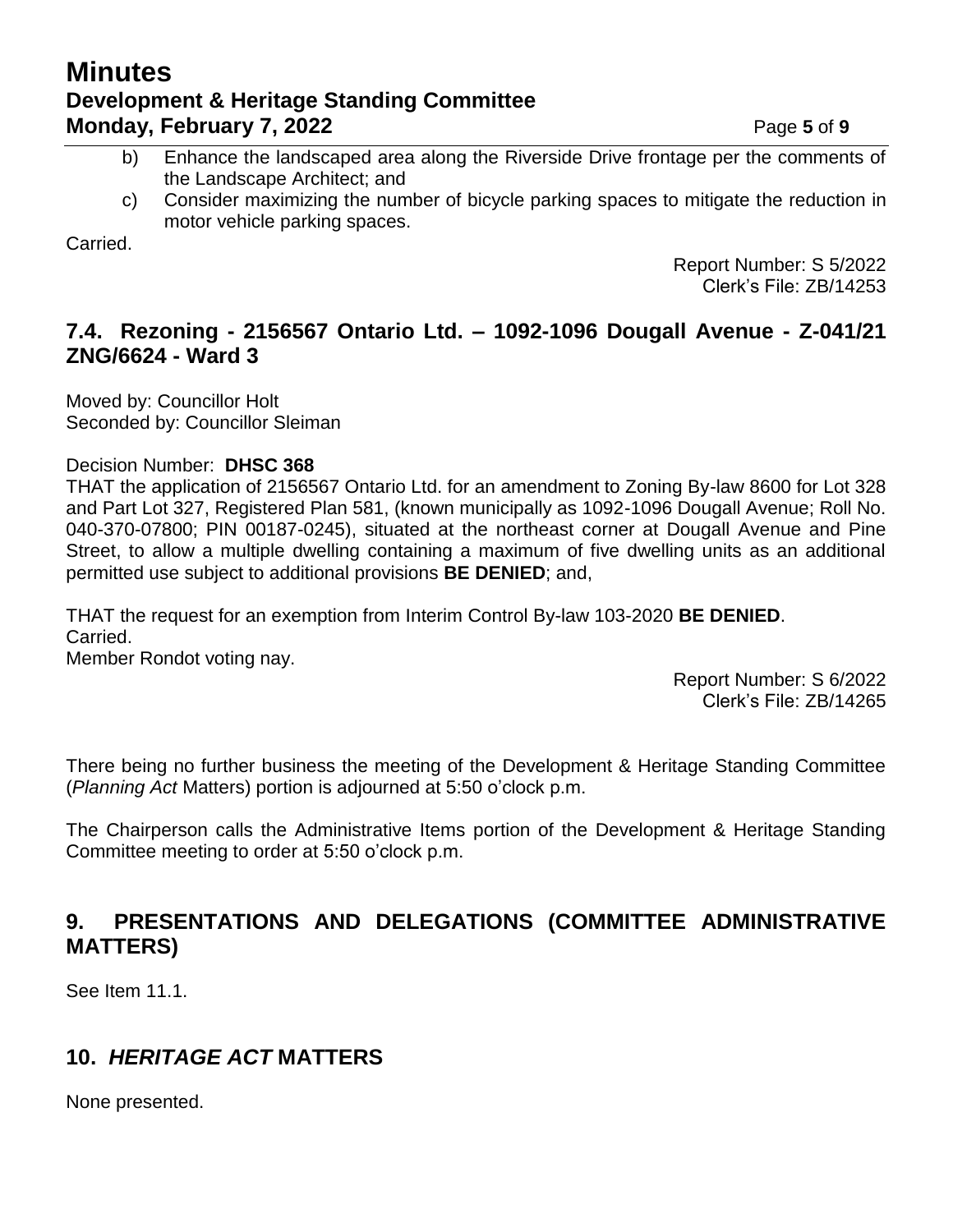b) Enhance the landscaped area along the Riverside Drive frontage per the comments of the Landscape Architect; and

c) Consider maximizing the number of bicycle parking spaces to mitigate the reduction in motor vehicle parking spaces.

Carried.

Report Number: S 5/2022
Clerk's File: ZB/14253

## 7.4. Rezoning - 2156567 Ontario Ltd. – 1092-1096 Dougall Avenue - Z-041/21 ZNG/6624 - Ward 3

Moved by: Councillor Holt
Seconded by: Councillor Sleiman

Decision Number: **DHSC 368**

THAT the application of 2156567 Ontario Ltd. for an amendment to Zoning By-law 8600 for Lot 328 and Part Lot 327, Registered Plan 581, (known municipally as 1092-1096 Dougall Avenue; Roll No. 040-370-07800; PIN 00187-0245), situated at the northeast corner at Dougall Avenue and Pine Street, to allow a multiple dwelling containing a maximum of five dwelling units as an additional permitted use subject to additional provisions **BE DENIED**; and,

THAT the request for an exemption from Interim Control By-law 103-2020 **BE DENIED**.
Carried.
Member Rondot voting nay.

Report Number: S 6/2022
Clerk's File: ZB/14265

There being no further business the meeting of the Development & Heritage Standing Committee (*Planning Act* Matters) portion is adjourned at 5:50 o'clock p.m.

The Chairperson calls the Administrative Items portion of the Development & Heritage Standing Committee meeting to order at 5:50 o'clock p.m.

# 9. PRESENTATIONS AND DELEGATIONS (COMMITTEE ADMINISTRATIVE MATTERS)

See Item 11.1.

# 10. *HERITAGE ACT* MATTERS

None presented.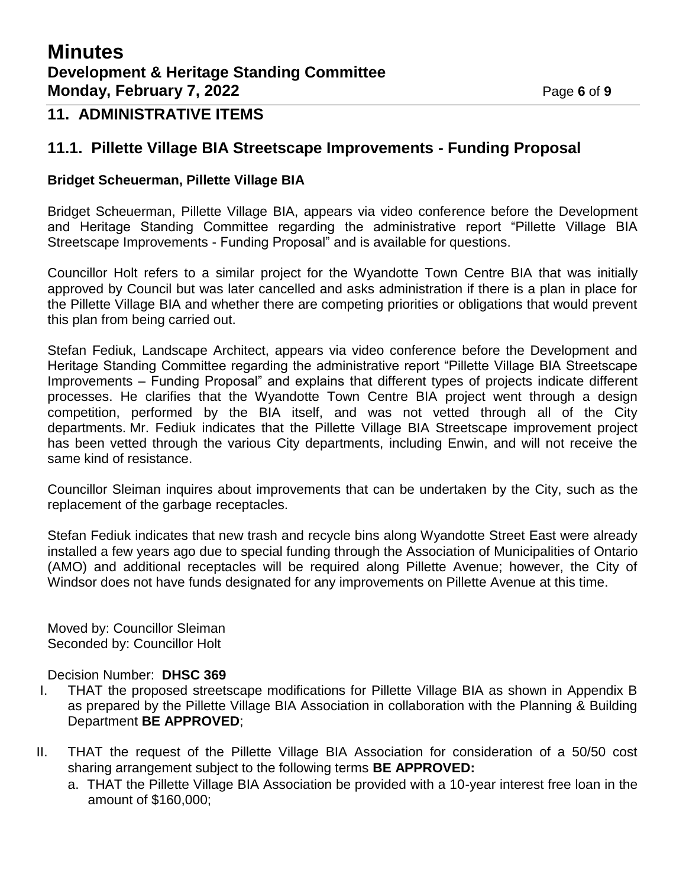## 11. ADMINISTRATIVE ITEMS

### 11.1. Pillette Village BIA Streetscape Improvements - Funding Proposal

**Bridget Scheuerman, Pillette Village BIA**

Bridget Scheuerman, Pillette Village BIA, appears via video conference before the Development and Heritage Standing Committee regarding the administrative report "Pillette Village BIA Streetscape Improvements - Funding Proposal" and is available for questions.

Councillor Holt refers to a similar project for the Wyandotte Town Centre BIA that was initially approved by Council but was later cancelled and asks administration if there is a plan in place for the Pillette Village BIA and whether there are competing priorities or obligations that would prevent this plan from being carried out.

Stefan Fediuk, Landscape Architect, appears via video conference before the Development and Heritage Standing Committee regarding the administrative report "Pillette Village BIA Streetscape Improvements – Funding Proposal" and explains that different types of projects indicate different processes. He clarifies that the Wyandotte Town Centre BIA project went through a design competition, performed by the BIA itself, and was not vetted through all of the City departments. Mr. Fediuk indicates that the Pillette Village BIA Streetscape improvement project has been vetted through the various City departments, including Enwin, and will not receive the same kind of resistance.

Councillor Sleiman inquires about improvements that can be undertaken by the City, such as the replacement of the garbage receptacles.

Stefan Fediuk indicates that new trash and recycle bins along Wyandotte Street East were already installed a few years ago due to special funding through the Association of Municipalities of Ontario (AMO) and additional receptacles will be required along Pillette Avenue; however, the City of Windsor does not have funds designated for any improvements on Pillette Avenue at this time.

Moved by: Councillor Sleiman
Seconded by: Councillor Holt

Decision Number: **DHSC 369**

I. THAT the proposed streetscape modifications for Pillette Village BIA as shown in Appendix B as prepared by the Pillette Village BIA Association in collaboration with the Planning & Building Department **BE APPROVED**;

II. THAT the request of the Pillette Village BIA Association for consideration of a 50/50 cost sharing arrangement subject to the following terms **BE APPROVED:**
   a. THAT the Pillette Village BIA Association be provided with a 10-year interest free loan in the amount of $160,000;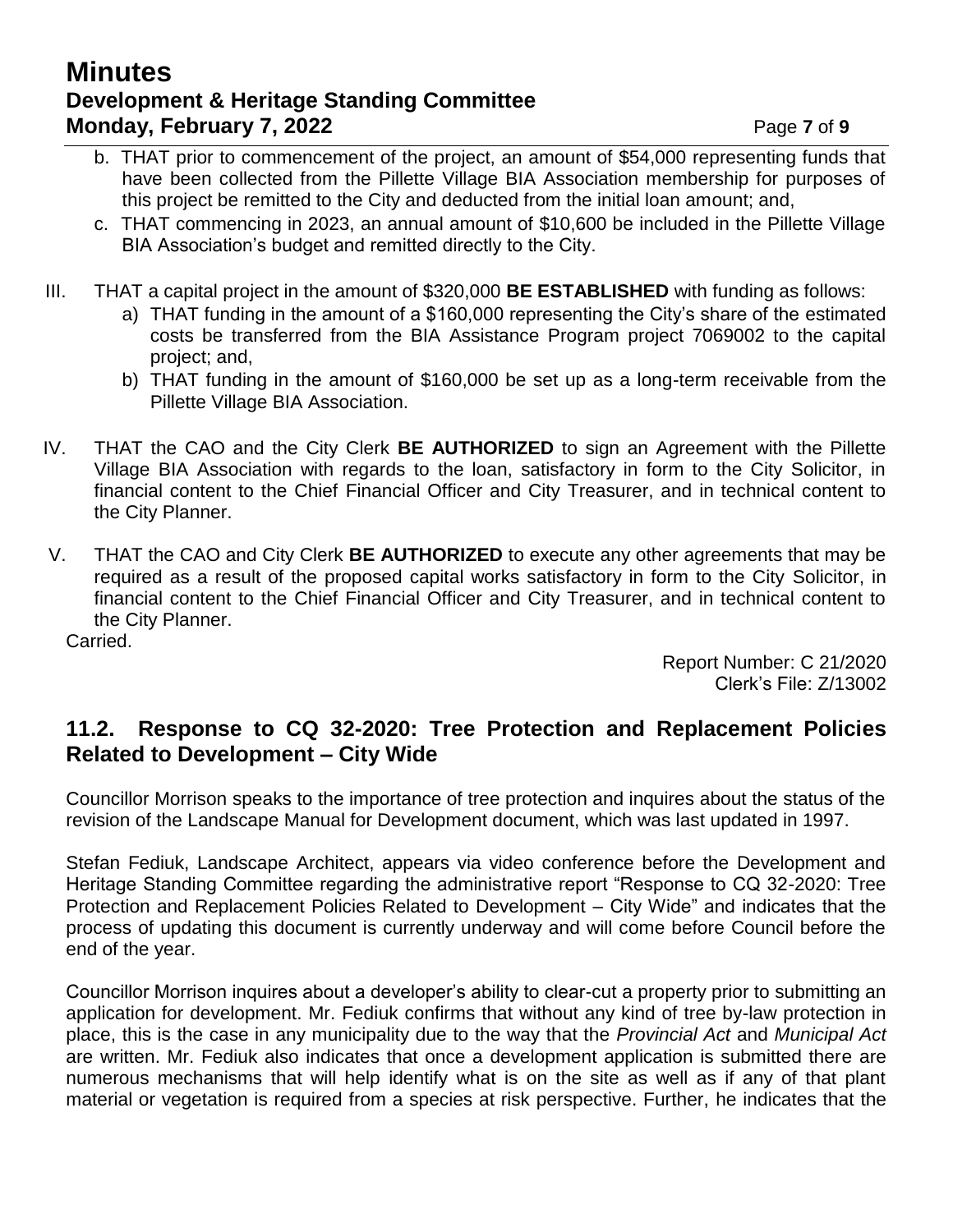b. THAT prior to commencement of the project, an amount of $54,000 representing funds that have been collected from the Pillette Village BIA Association membership for purposes of this project be remitted to the City and deducted from the initial loan amount; and,

c. THAT commencing in 2023, an annual amount of $10,600 be included in the Pillette Village BIA Association's budget and remitted directly to the City.

III. THAT a capital project in the amount of $320,000 **BE ESTABLISHED** with funding as follows:

   a) THAT funding in the amount of a $160,000 representing the City's share of the estimated costs be transferred from the BIA Assistance Program project 7069002 to the capital project; and,

   b) THAT funding in the amount of $160,000 be set up as a long-term receivable from the Pillette Village BIA Association.

IV. THAT the CAO and the City Clerk **BE AUTHORIZED** to sign an Agreement with the Pillette Village BIA Association with regards to the loan, satisfactory in form to the City Solicitor, in financial content to the Chief Financial Officer and City Treasurer, and in technical content to the City Planner.

V. THAT the CAO and City Clerk **BE AUTHORIZED** to execute any other agreements that may be required as a result of the proposed capital works satisfactory in form to the City Solicitor, in financial content to the Chief Financial Officer and City Treasurer, and in technical content to the City Planner.

Carried.

Report Number: C 21/2020
Clerk's File: Z/13002

## 11.2. Response to CQ 32-2020: Tree Protection and Replacement Policies Related to Development – City Wide

Councillor Morrison speaks to the importance of tree protection and inquires about the status of the revision of the Landscape Manual for Development document, which was last updated in 1997.

Stefan Fediuk, Landscape Architect, appears via video conference before the Development and Heritage Standing Committee regarding the administrative report "Response to CQ 32-2020: Tree Protection and Replacement Policies Related to Development – City Wide" and indicates that the process of updating this document is currently underway and will come before Council before the end of the year.

Councillor Morrison inquires about a developer's ability to clear-cut a property prior to submitting an application for development. Mr. Fediuk confirms that without any kind of tree by-law protection in place, this is the case in any municipality due to the way that the *Provincial Act* and *Municipal Act* are written. Mr. Fediuk also indicates that once a development application is submitted there are numerous mechanisms that will help identify what is on the site as well as if any of that plant material or vegetation is required from a species at risk perspective. Further, he indicates that the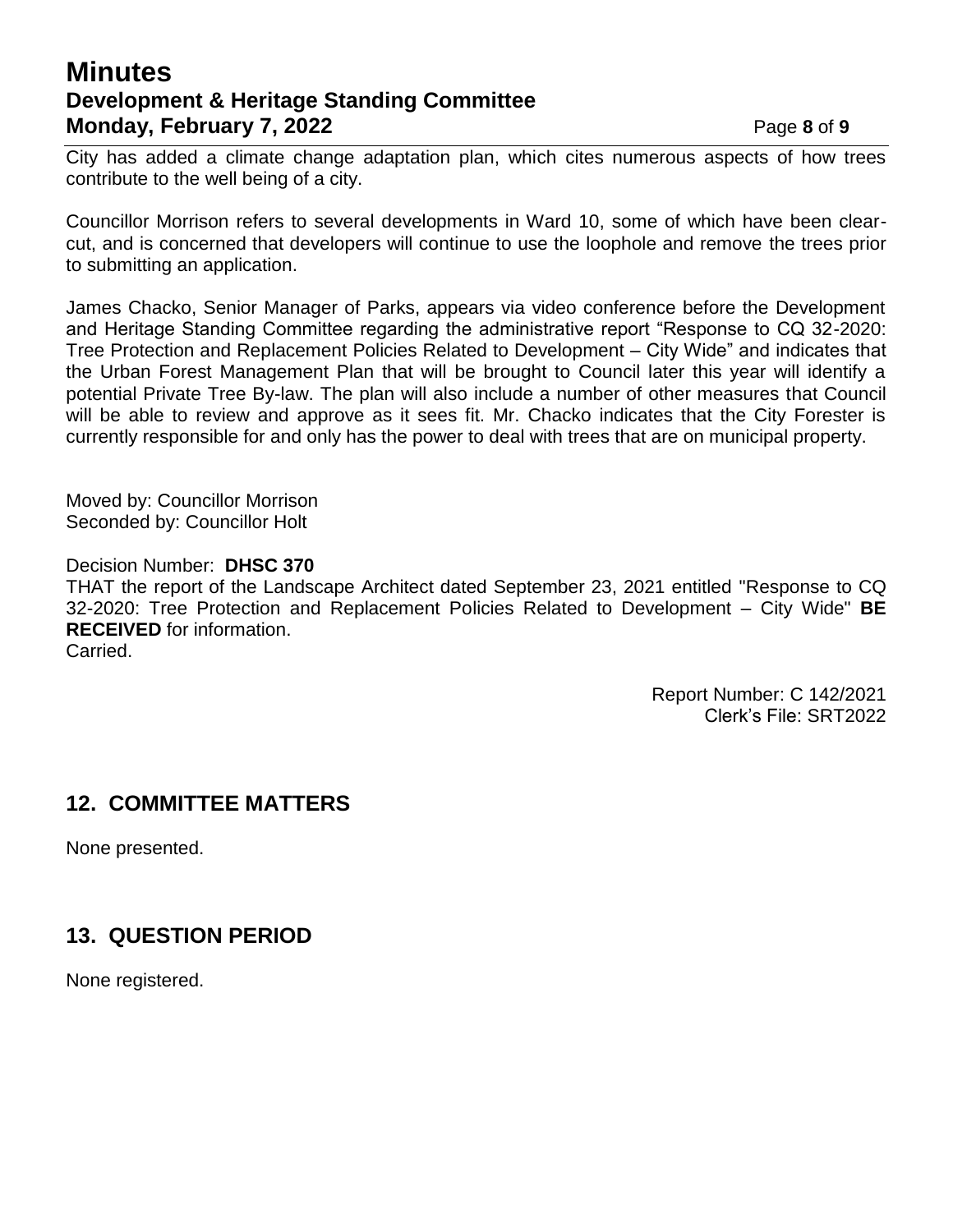City has added a climate change adaptation plan, which cites numerous aspects of how trees contribute to the well being of a city.

Councillor Morrison refers to several developments in Ward 10, some of which have been clear-cut, and is concerned that developers will continue to use the loophole and remove the trees prior to submitting an application.

James Chacko, Senior Manager of Parks, appears via video conference before the Development and Heritage Standing Committee regarding the administrative report "Response to CQ 32-2020: Tree Protection and Replacement Policies Related to Development – City Wide" and indicates that the Urban Forest Management Plan that will be brought to Council later this year will identify a potential Private Tree By-law. The plan will also include a number of other measures that Council will be able to review and approve as it sees fit. Mr. Chacko indicates that the City Forester is currently responsible for and only has the power to deal with trees that are on municipal property.

Moved by: Councillor Morrison
Seconded by: Councillor Holt

Decision Number: **DHSC 370**
THAT the report of the Landscape Architect dated September 23, 2021 entitled "Response to CQ 32-2020: Tree Protection and Replacement Policies Related to Development – City Wide" **BE RECEIVED** for information.
Carried.

Report Number: C 142/2021
Clerk's File: SRT2022

## 12. COMMITTEE MATTERS

None presented.

## 13. QUESTION PERIOD

None registered.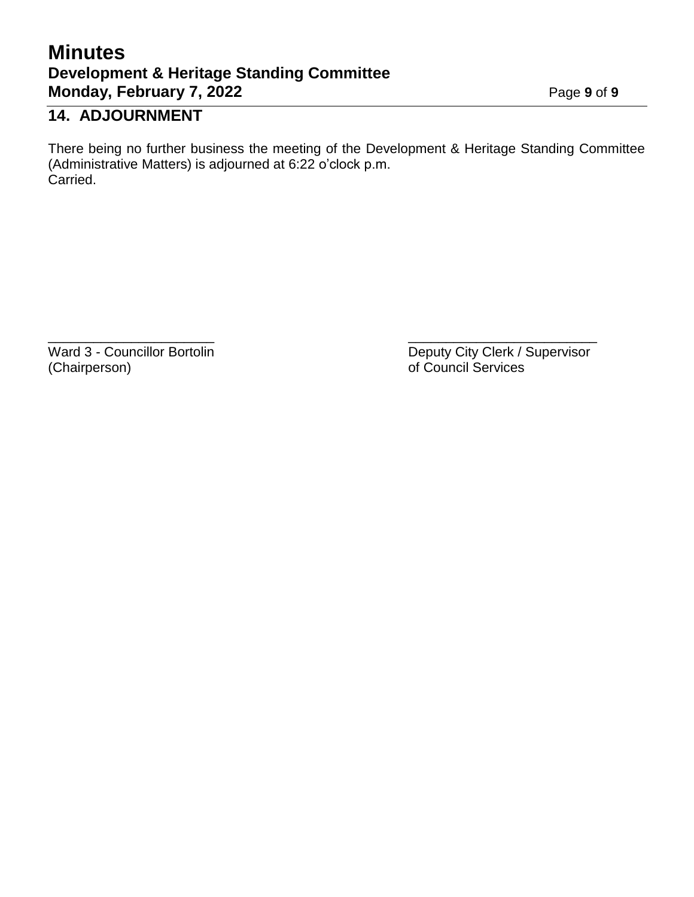## 14. ADJOURNMENT

There being no further business the meeting of the Development & Heritage Standing Committee (Administrative Matters) is adjourned at 6:22 o'clock p.m.
Carried.

______________________
Ward 3 - Councillor Bortolin
(Chairperson)

______________________
Deputy City Clerk / Supervisor
of Council Services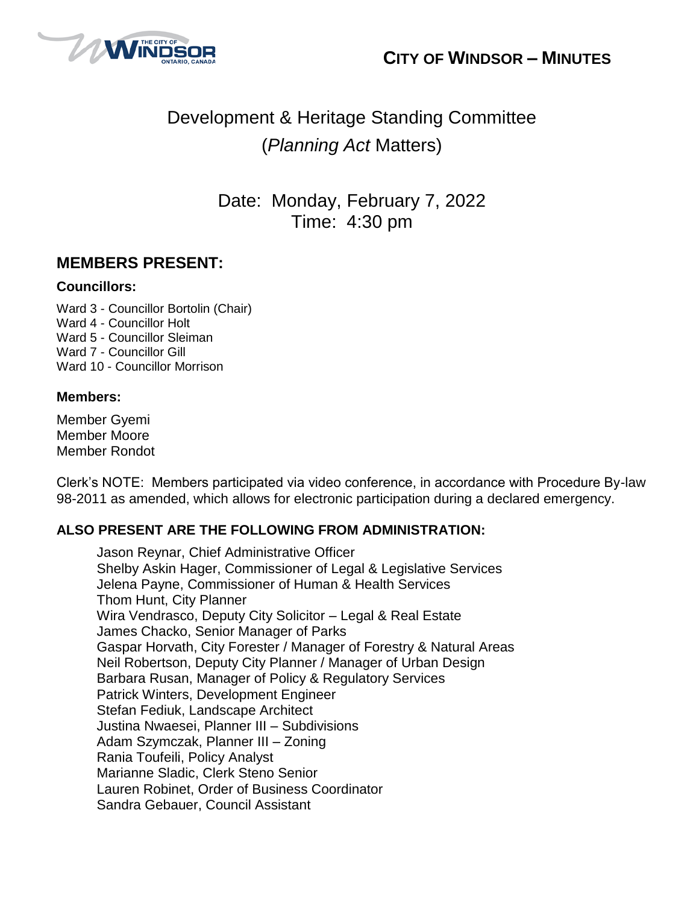# CITY OF WINDSOR – MINUTES

## Development & Heritage Standing Committee
## (*Planning Act* Matters)

Date: Monday, February 7, 2022
Time: 4:30 pm

## MEMBERS PRESENT:

### Councillors:

Ward 3 - Councillor Bortolin (Chair)
Ward 4 - Councillor Holt
Ward 5 - Councillor Sleiman
Ward 7 - Councillor Gill
Ward 10 - Councillor Morrison

### Members:

Member Gyemi
Member Moore
Member Rondot

Clerk's NOTE: Members participated via video conference, in accordance with Procedure By-law 98-2011 as amended, which allows for electronic participation during a declared emergency.

### ALSO PRESENT ARE THE FOLLOWING FROM ADMINISTRATION:

Jason Reynar, Chief Administrative Officer
Shelby Askin Hager, Commissioner of Legal & Legislative Services
Jelena Payne, Commissioner of Human & Health Services
Thom Hunt, City Planner
Wira Vendrasco, Deputy City Solicitor – Legal & Real Estate
James Chacko, Senior Manager of Parks
Gaspar Horvath, City Forester / Manager of Forestry & Natural Areas
Neil Robertson, Deputy City Planner / Manager of Urban Design
Barbara Rusan, Manager of Policy & Regulatory Services
Patrick Winters, Development Engineer
Stefan Fediuk, Landscape Architect
Justina Nwaesei, Planner III – Subdivisions
Adam Szymczak, Planner III – Zoning
Rania Toufeili, Policy Analyst
Marianne Sladic, Clerk Steno Senior
Lauren Robinet, Order of Business Coordinator
Sandra Gebauer, Council Assistant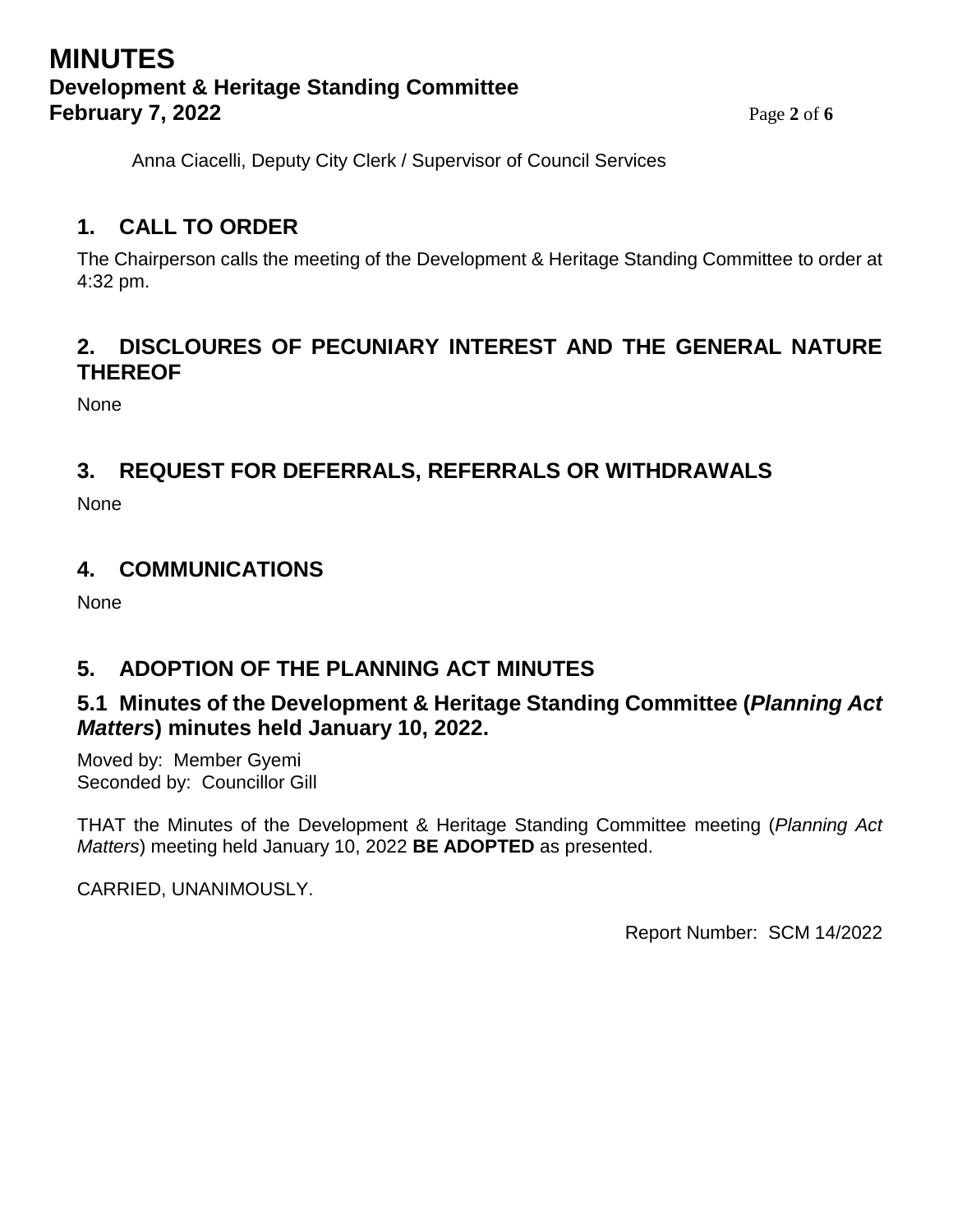Anna Ciacelli, Deputy City Clerk / Supervisor of Council Services

## 1. CALL TO ORDER

The Chairperson calls the meeting of the Development & Heritage Standing Committee to order at 4:32 pm.

## 2. DISCLOURES OF PECUNIARY INTEREST AND THE GENERAL NATURE THEREOF

None

## 3. REQUEST FOR DEFERRALS, REFERRALS OR WITHDRAWALS

None

## 4. COMMUNICATIONS

None

## 5. ADOPTION OF THE PLANNING ACT MINUTES

### 5.1 Minutes of the Development & Heritage Standing Committee (*Planning Act Matters*) minutes held January 10, 2022.

Moved by: Member Gyemi
Seconded by: Councillor Gill

THAT the Minutes of the Development & Heritage Standing Committee meeting (*Planning Act Matters*) meeting held January 10, 2022 **BE ADOPTED** as presented.

CARRIED, UNANIMOUSLY.

Report Number: SCM 14/2022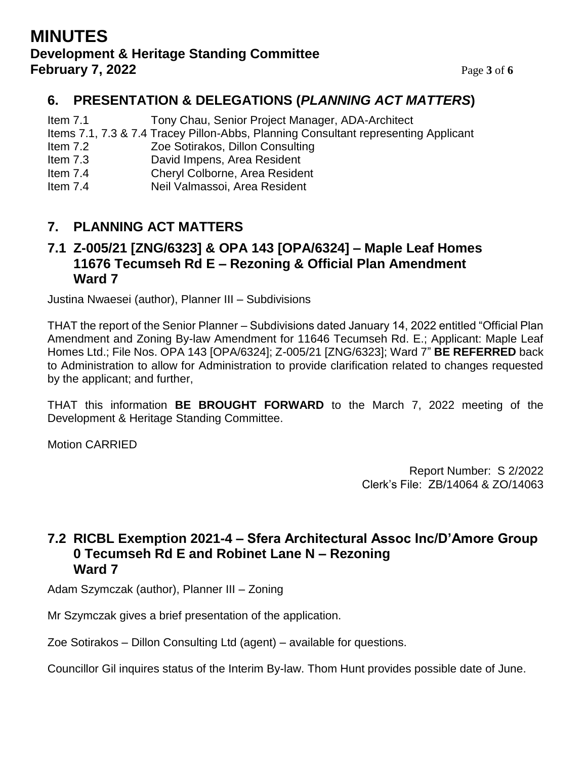## 6. PRESENTATION & DELEGATIONS (*PLANNING ACT MATTERS*)

Item 7.1 Tony Chau, Senior Project Manager, ADA-Architect
Items 7.1, 7.3 & 7.4 Tracey Pillon-Abbs, Planning Consultant representing Applicant
Item 7.2 Zoe Sotirakos, Dillon Consulting
Item 7.3 David Impens, Area Resident
Item 7.4 Cheryl Colborne, Area Resident
Item 7.4 Neil Valmassoi, Area Resident

## 7. PLANNING ACT MATTERS

### 7.1 Z-005/21 [ZNG/6323] & OPA 143 [OPA/6324] – Maple Leaf Homes 11676 Tecumseh Rd E – Rezoning & Official Plan Amendment Ward 7

Justina Nwaesei (author), Planner III – Subdivisions

THAT the report of the Senior Planner – Subdivisions dated January 14, 2022 entitled "Official Plan Amendment and Zoning By-law Amendment for 11646 Tecumseh Rd. E.; Applicant: Maple Leaf Homes Ltd.; File Nos. OPA 143 [OPA/6324]; Z-005/21 [ZNG/6323]; Ward 7" **BE REFERRED** back to Administration to allow for Administration to provide clarification related to changes requested by the applicant; and further,

THAT this information **BE BROUGHT FORWARD** to the March 7, 2022 meeting of the Development & Heritage Standing Committee.

Motion CARRIED

Report Number: S 2/2022
Clerk's File: ZB/14064 & ZO/14063

### 7.2 RICBL Exemption 2021-4 – Sfera Architectural Assoc Inc/D'Amore Group 0 Tecumseh Rd E and Robinet Lane N – Rezoning Ward 7

Adam Szymczak (author), Planner III – Zoning

Mr Szymczak gives a brief presentation of the application.

Zoe Sotirakos – Dillon Consulting Ltd (agent) – available for questions.

Councillor Gil inquires status of the Interim By-law. Thom Hunt provides possible date of June.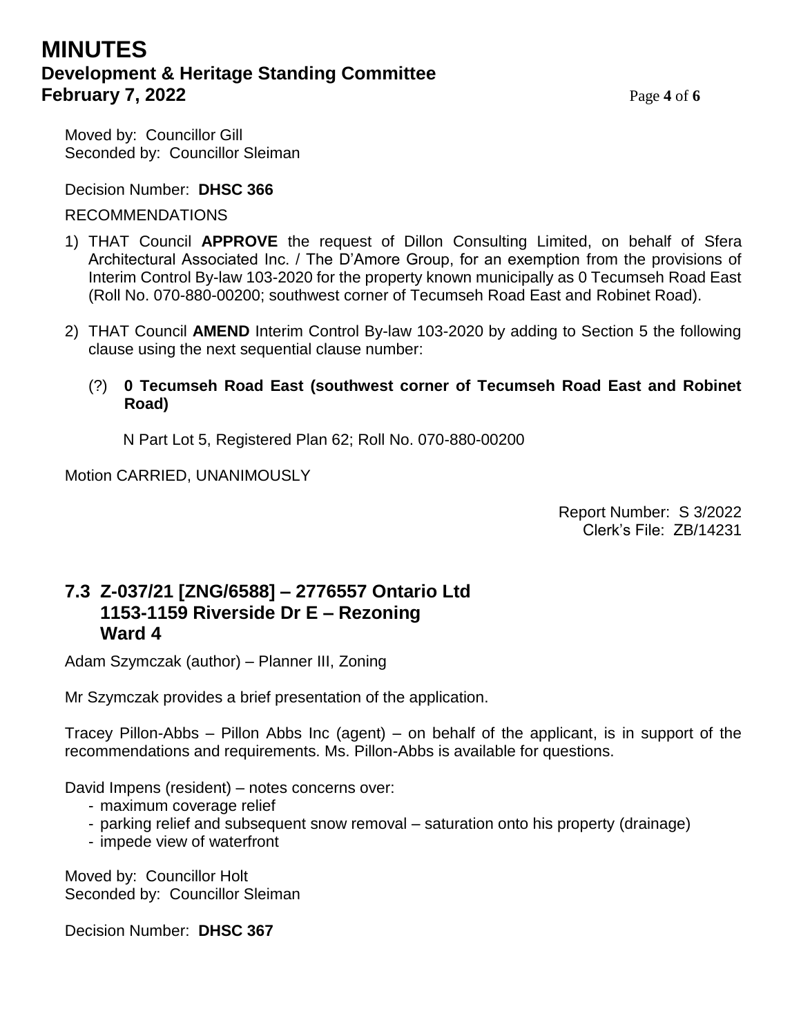Moved by: Councillor Gill
Seconded by: Councillor Sleiman

Decision Number: **DHSC 366**

RECOMMENDATIONS

1) THAT Council **APPROVE** the request of Dillon Consulting Limited, on behalf of Sfera Architectural Associated Inc. / The D'Amore Group, for an exemption from the provisions of Interim Control By-law 103-2020 for the property known municipally as 0 Tecumseh Road East (Roll No. 070-880-00200; southwest corner of Tecumseh Road East and Robinet Road).

2) THAT Council **AMEND** Interim Control By-law 103-2020 by adding to Section 5 the following clause using the next sequential clause number:

   (?) **0 Tecumseh Road East (southwest corner of Tecumseh Road East and Robinet Road)**

   N Part Lot 5, Registered Plan 62; Roll No. 070-880-00200

Motion CARRIED, UNANIMOUSLY

Report Number: S 3/2022
Clerk's File: ZB/14231

## 7.3 Z-037/21 [ZNG/6588] – 2776557 Ontario Ltd 1153-1159 Riverside Dr E – Rezoning Ward 4

Adam Szymczak (author) – Planner III, Zoning

Mr Szymczak provides a brief presentation of the application.

Tracey Pillon-Abbs – Pillon Abbs Inc (agent) – on behalf of the applicant, is in support of the recommendations and requirements. Ms. Pillon-Abbs is available for questions.

David Impens (resident) – notes concerns over:

- maximum coverage relief
- parking relief and subsequent snow removal – saturation onto his property (drainage)
- impede view of waterfront

Moved by: Councillor Holt
Seconded by: Councillor Sleiman

Decision Number: **DHSC 367**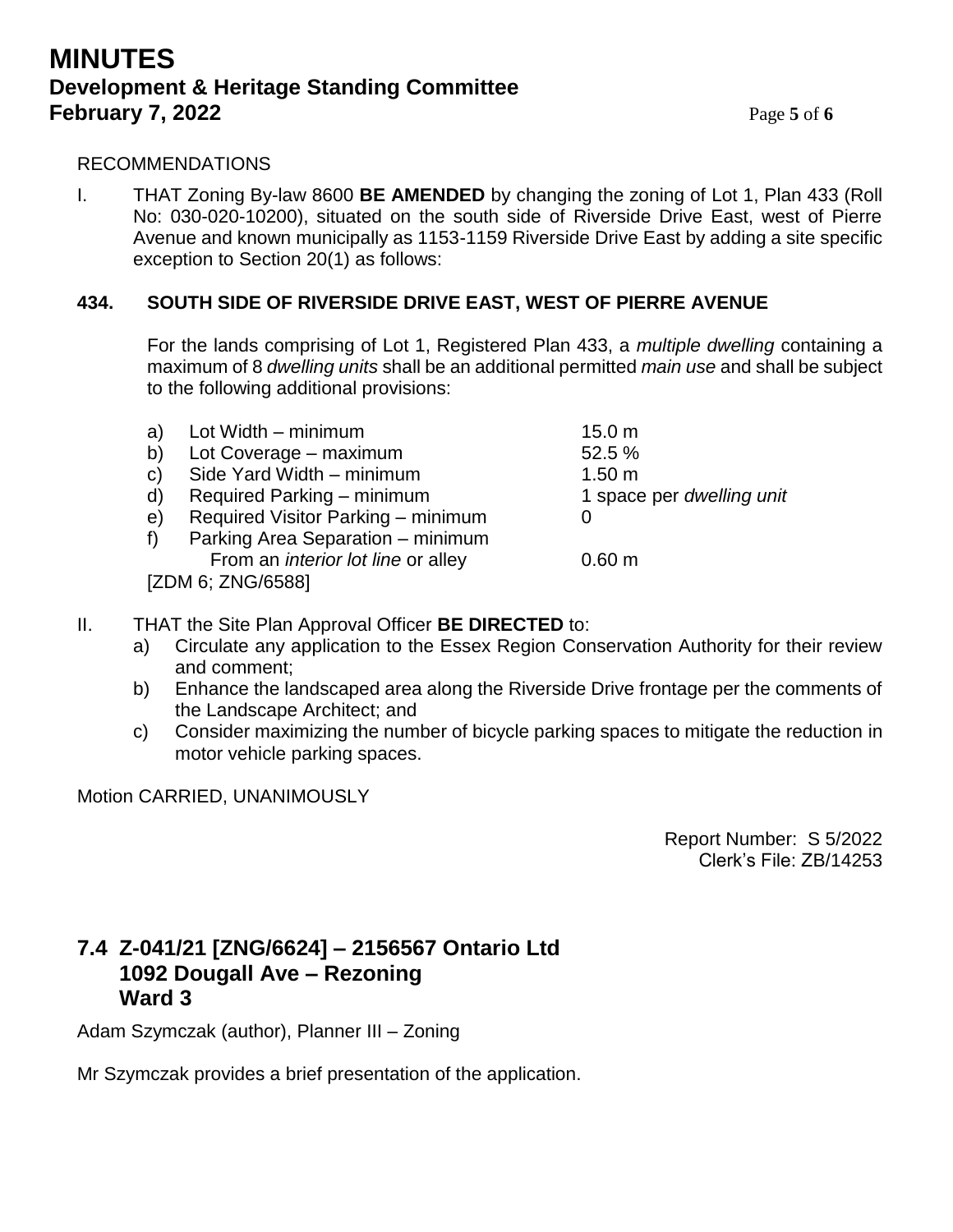RECOMMENDATIONS

I. THAT Zoning By-law 8600 **BE AMENDED** by changing the zoning of Lot 1, Plan 433 (Roll No: 030-020-10200), situated on the south side of Riverside Drive East, west of Pierre Avenue and known municipally as 1153-1159 Riverside Drive East by adding a site specific exception to Section 20(1) as follows:

**434. SOUTH SIDE OF RIVERSIDE DRIVE EAST, WEST OF PIERRE AVENUE**

For the lands comprising of Lot 1, Registered Plan 433, a *multiple dwelling* containing a maximum of 8 *dwelling units* shall be an additional permitted *main use* and shall be subject to the following additional provisions:

| | | |
|---|---|---|
| a) | Lot Width – minimum | 15.0 m |
| b) | Lot Coverage – maximum | 52.5 % |
| c) | Side Yard Width – minimum | 1.50 m |
| d) | Required Parking – minimum | 1 space per *dwelling unit* |
| e) | Required Visitor Parking – minimum | 0 |
| f) | Parking Area Separation – minimum From an *interior lot line* or alley | 0.60 m |

[ZDM 6; ZNG/6588]

II. THAT the Site Plan Approval Officer **BE DIRECTED** to:

a) Circulate any application to the Essex Region Conservation Authority for their review and comment;

b) Enhance the landscaped area along the Riverside Drive frontage per the comments of the Landscape Architect; and

c) Consider maximizing the number of bicycle parking spaces to mitigate the reduction in motor vehicle parking spaces.

Motion CARRIED, UNANIMOUSLY

Report Number: S 5/2022
Clerk's File: ZB/14253

## 7.4 Z-041/21 [ZNG/6624] – 2156567 Ontario Ltd 1092 Dougall Ave – Rezoning Ward 3

Adam Szymczak (author), Planner III – Zoning

Mr Szymczak provides a brief presentation of the application.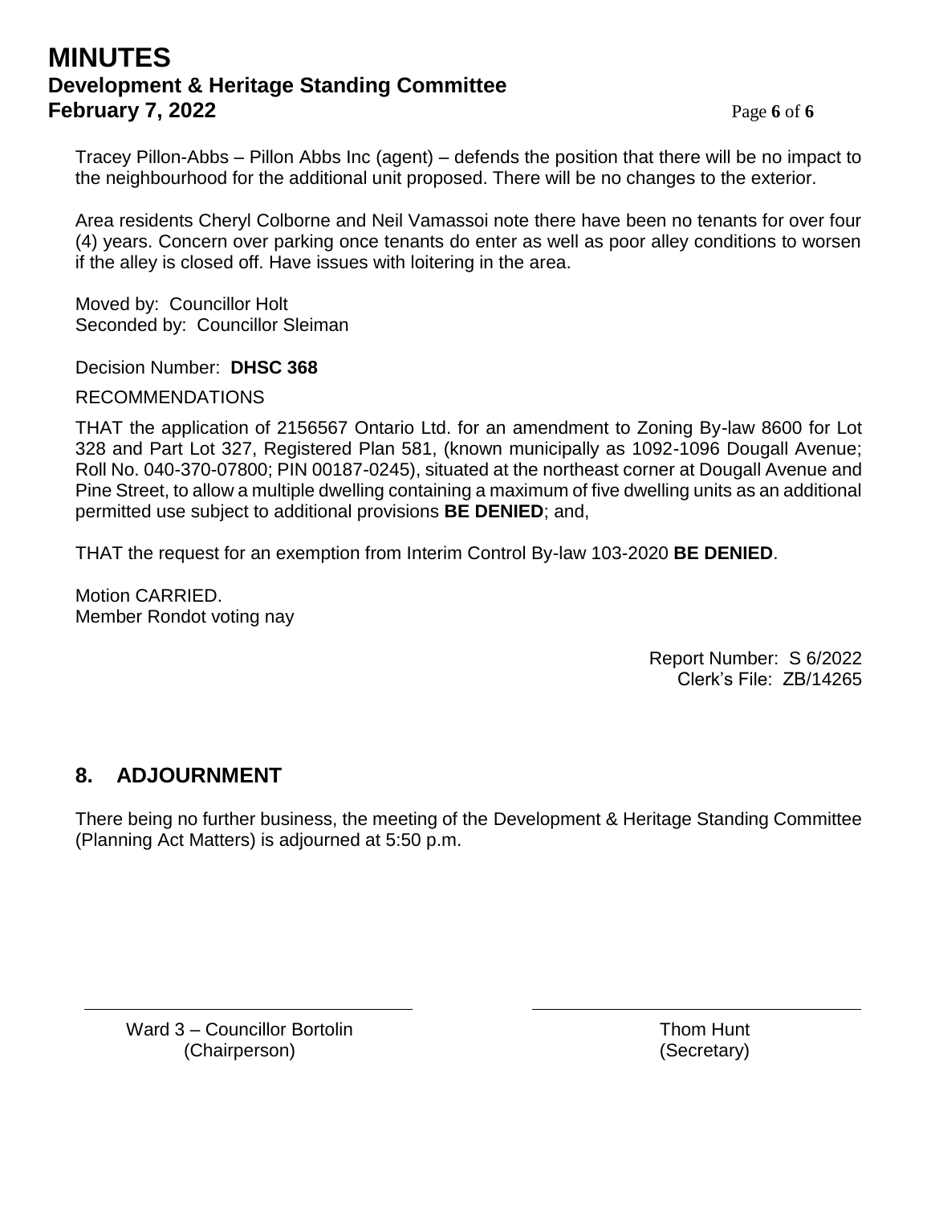Tracey Pillon-Abbs – Pillon Abbs Inc (agent) – defends the position that there will be no impact to the neighbourhood for the additional unit proposed. There will be no changes to the exterior.

Area residents Cheryl Colborne and Neil Vamassoi note there have been no tenants for over four (4) years. Concern over parking once tenants do enter as well as poor alley conditions to worsen if the alley is closed off. Have issues with loitering in the area.

Moved by: Councillor Holt
Seconded by: Councillor Sleiman

Decision Number: **DHSC 368**

RECOMMENDATIONS

THAT the application of 2156567 Ontario Ltd. for an amendment to Zoning By-law 8600 for Lot 328 and Part Lot 327, Registered Plan 581, (known municipally as 1092-1096 Dougall Avenue; Roll No. 040-370-07800; PIN 00187-0245), situated at the northeast corner at Dougall Avenue and Pine Street, to allow a multiple dwelling containing a maximum of five dwelling units as an additional permitted use subject to additional provisions **BE DENIED**; and,

THAT the request for an exemption from Interim Control By-law 103-2020 **BE DENIED**.

Motion CARRIED.
Member Rondot voting nay

Report Number: S 6/2022
Clerk's File: ZB/14265

## 8. ADJOURNMENT

There being no further business, the meeting of the Development & Heritage Standing Committee (Planning Act Matters) is adjourned at 5:50 p.m.

Ward 3 – Councillor Bortolin
(Chairperson)

Thom Hunt
(Secretary)